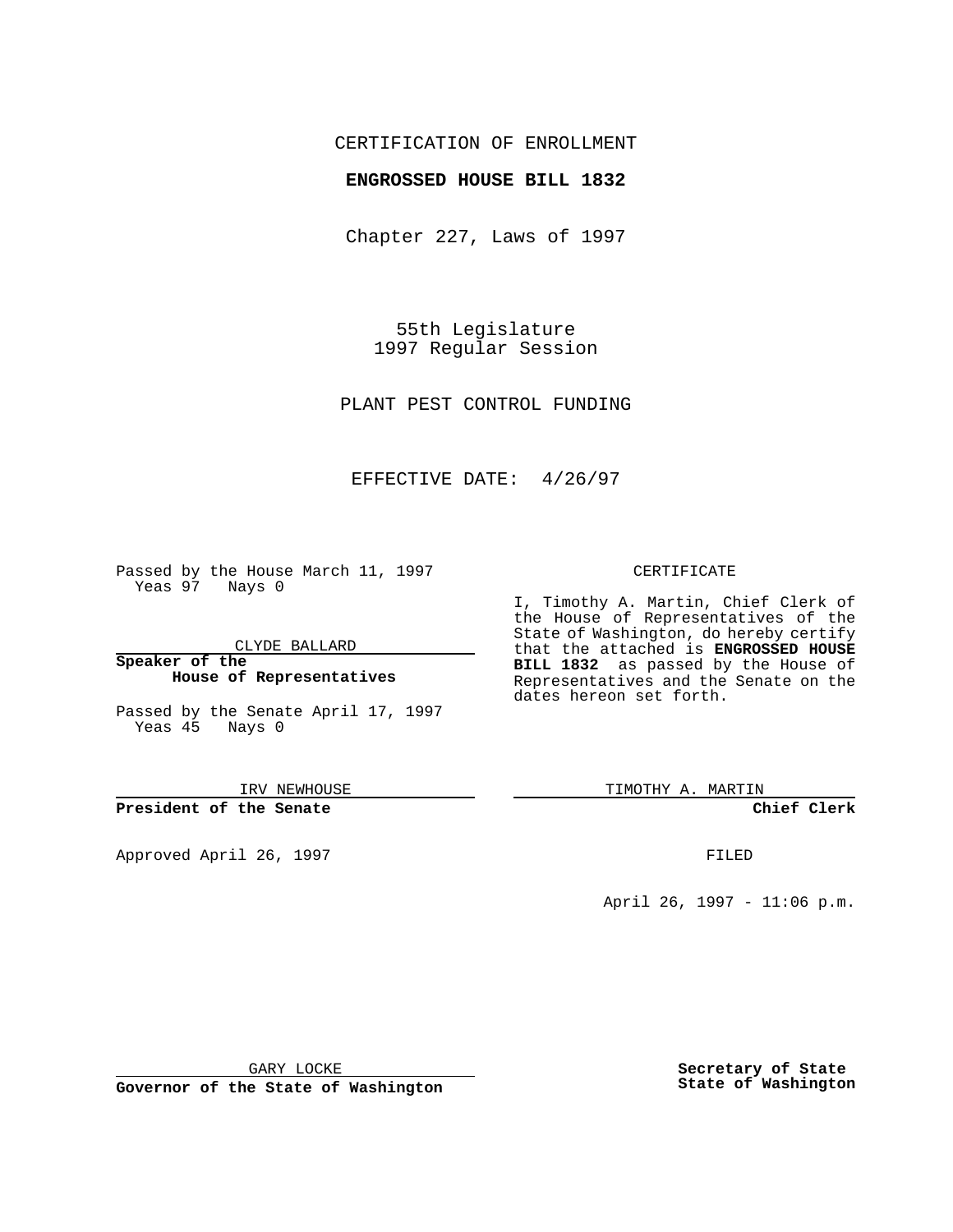CERTIFICATION OF ENROLLMENT

**ENGROSSED HOUSE BILL 1832**

Chapter 227, Laws of 1997

55th Legislature
1997 Regular Session

PLANT PEST CONTROL FUNDING

EFFECTIVE DATE: 4/26/97

Passed by the House March 11, 1997
Yeas 97 Nays 0

CLYDE BALLARD

**Speaker of the House of Representatives**

Passed by the Senate April 17, 1997
Yeas 45 Nays 0

IRV NEWHOUSE

**President of the Senate**

Approved April 26, 1997

GARY LOCKE

**Governor of the State of Washington**

CERTIFICATE

I, Timothy A. Martin, Chief Clerk of the House of Representatives of the State of Washington, do hereby certify that the attached is **ENGROSSED HOUSE BILL 1832** as passed by the House of Representatives and the Senate on the dates hereon set forth.

TIMOTHY A. MARTIN

**Chief Clerk**

FILED

April 26, 1997 - 11:06 p.m.

**Secretary of State State of Washington**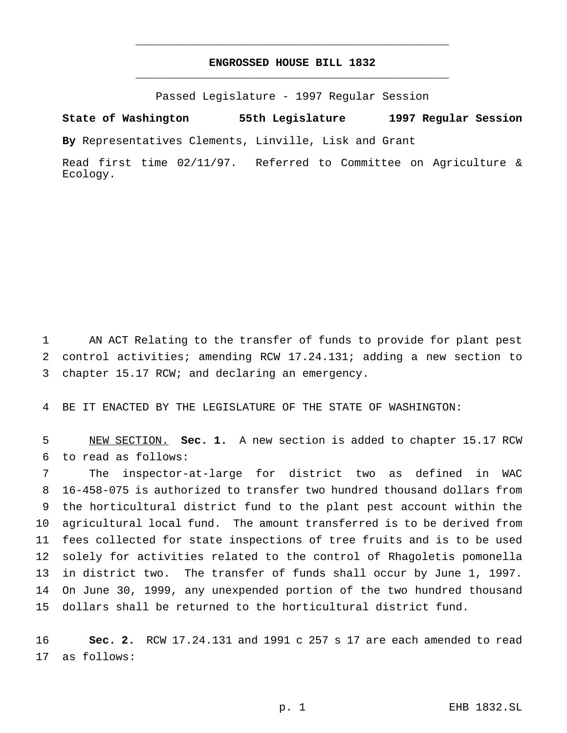# ENGROSSED HOUSE BILL 1832

Passed Legislature - 1997 Regular Session

**State of Washington 55th Legislature 1997 Regular Session**

**By** Representatives Clements, Linville, Lisk and Grant

Read first time 02/11/97. Referred to Committee on Agriculture & Ecology.

AN ACT Relating to the transfer of funds to provide for plant pest control activities; amending RCW 17.24.131; adding a new section to chapter 15.17 RCW; and declaring an emergency.

BE IT ENACTED BY THE LEGISLATURE OF THE STATE OF WASHINGTON:

NEW SECTION. **Sec. 1.** A new section is added to chapter 15.17 RCW to read as follows:

The inspector-at-large for district two as defined in WAC 16-458-075 is authorized to transfer two hundred thousand dollars from the horticultural district fund to the plant pest account within the agricultural local fund. The amount transferred is to be derived from fees collected for state inspections of tree fruits and is to be used solely for activities related to the control of Rhagoletis pomonella in district two. The transfer of funds shall occur by June 1, 1997. On June 30, 1999, any unexpended portion of the two hundred thousand dollars shall be returned to the horticultural district fund.

**Sec. 2.** RCW 17.24.131 and 1991 c 257 s 17 are each amended to read as follows: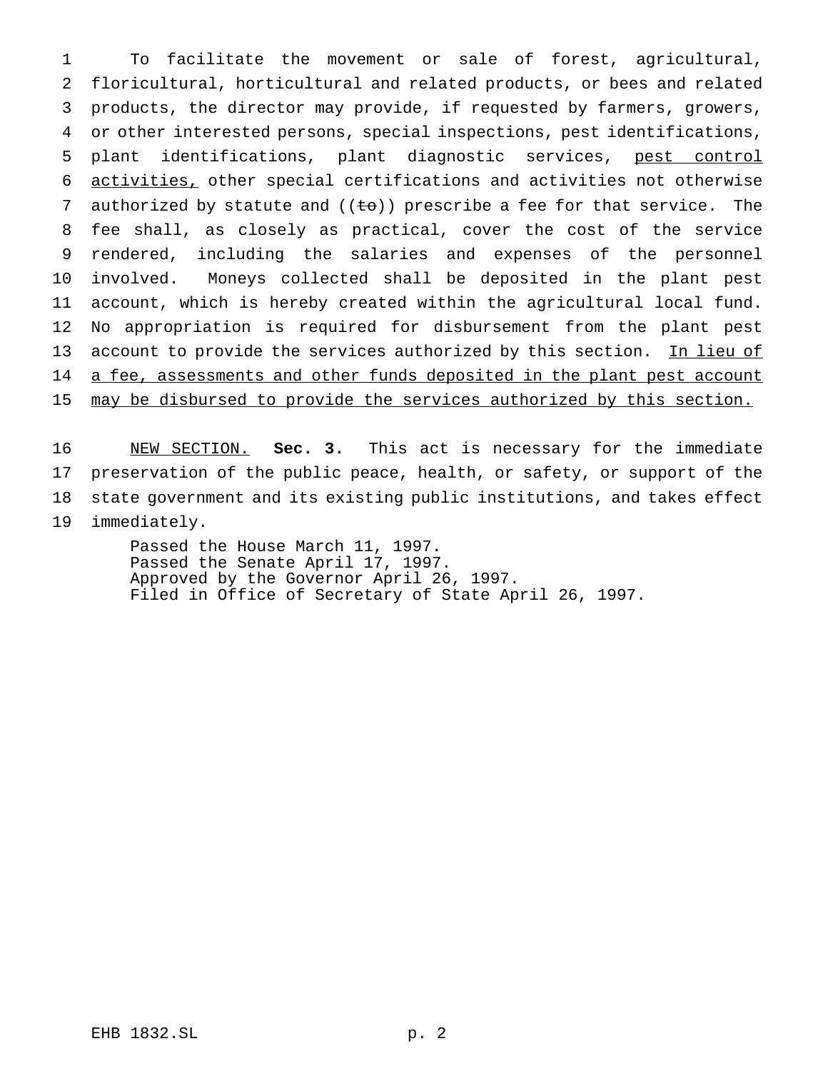To facilitate the movement or sale of forest, agricultural, floricultural, horticultural and related products, or bees and related products, the director may provide, if requested by farmers, growers, or other interested persons, special inspections, pest identifications, plant identifications, plant diagnostic services, <u>pest control activities,</u> other special certifications and activities not otherwise authorized by statute and ((~~to~~)) prescribe a fee for that service. The fee shall, as closely as practical, cover the cost of the service rendered, including the salaries and expenses of the personnel involved. Moneys collected shall be deposited in the plant pest account, which is hereby created within the agricultural local fund. No appropriation is required for disbursement from the plant pest account to provide the services authorized by this section. <u>In lieu of a fee, assessments and other funds deposited in the plant pest account may be disbursed to provide the services authorized by this section.</u>

<u>NEW SECTION.</u> **Sec. 3.** This act is necessary for the immediate preservation of the public peace, health, or safety, or support of the state government and its existing public institutions, and takes effect immediately.

Passed the House March 11, 1997.
Passed the Senate April 17, 1997.
Approved by the Governor April 26, 1997.
Filed in Office of Secretary of State April 26, 1997.